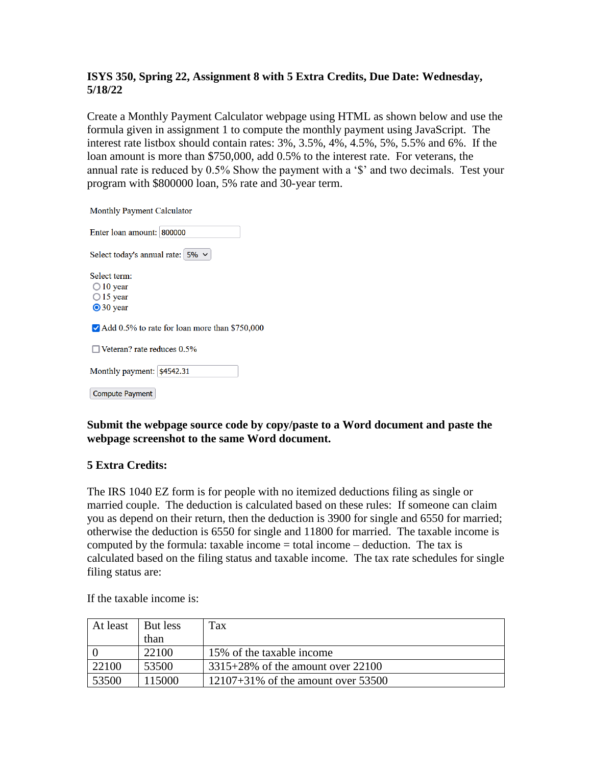**ISYS 350, Spring 22, Assignment 8 with 5 Extra Credits, Due Date: Wednesday, 5/18/22**

Create a Monthly Payment Calculator webpage using HTML as shown below and use the formula given in assignment 1 to compute the monthly payment using JavaScript. The interest rate listbox should contain rates: 3%, 3.5%, 4%, 4.5%, 5%, 5.5% and 6%. If the loan amount is more than $750,000, add 0.5% to the interest rate. For veterans, the annual rate is reduced by 0.5% Show the payment with a '$' and two decimals. Test your program with $800000 loan, 5% rate and 30-year term.

Monthly Payment Calculator

Enter loan amount: 800000

Select today's annual rate: 5%

Select term:
- ○ 10 year
- ○ 15 year
- ◉ 30 year

☑ Add 0.5% to rate for loan more than $750,000

☐ Veteran? rate reduces 0.5%

Monthly payment: $4542.31

[Compute Payment]

**Submit the webpage source code by copy/paste to a Word document and paste the webpage screenshot to the same Word document.**

**5 Extra Credits:**

The IRS 1040 EZ form is for people with no itemized deductions filing as single or married couple. The deduction is calculated based on these rules: If someone can claim you as depend on their return, then the deduction is 3900 for single and 6550 for married; otherwise the deduction is 6550 for single and 11800 for married. The taxable income is computed by the formula: taxable income = total income – deduction. The tax is calculated based on the filing status and taxable income. The tax rate schedules for single filing status are:

If the taxable income is:

| At least | But less than | Tax |
|---|---|---|
| 0 | 22100 | 15% of the taxable income |
| 22100 | 53500 | 3315+28% of the amount over 22100 |
| 53500 | 115000 | 12107+31% of the amount over 53500 |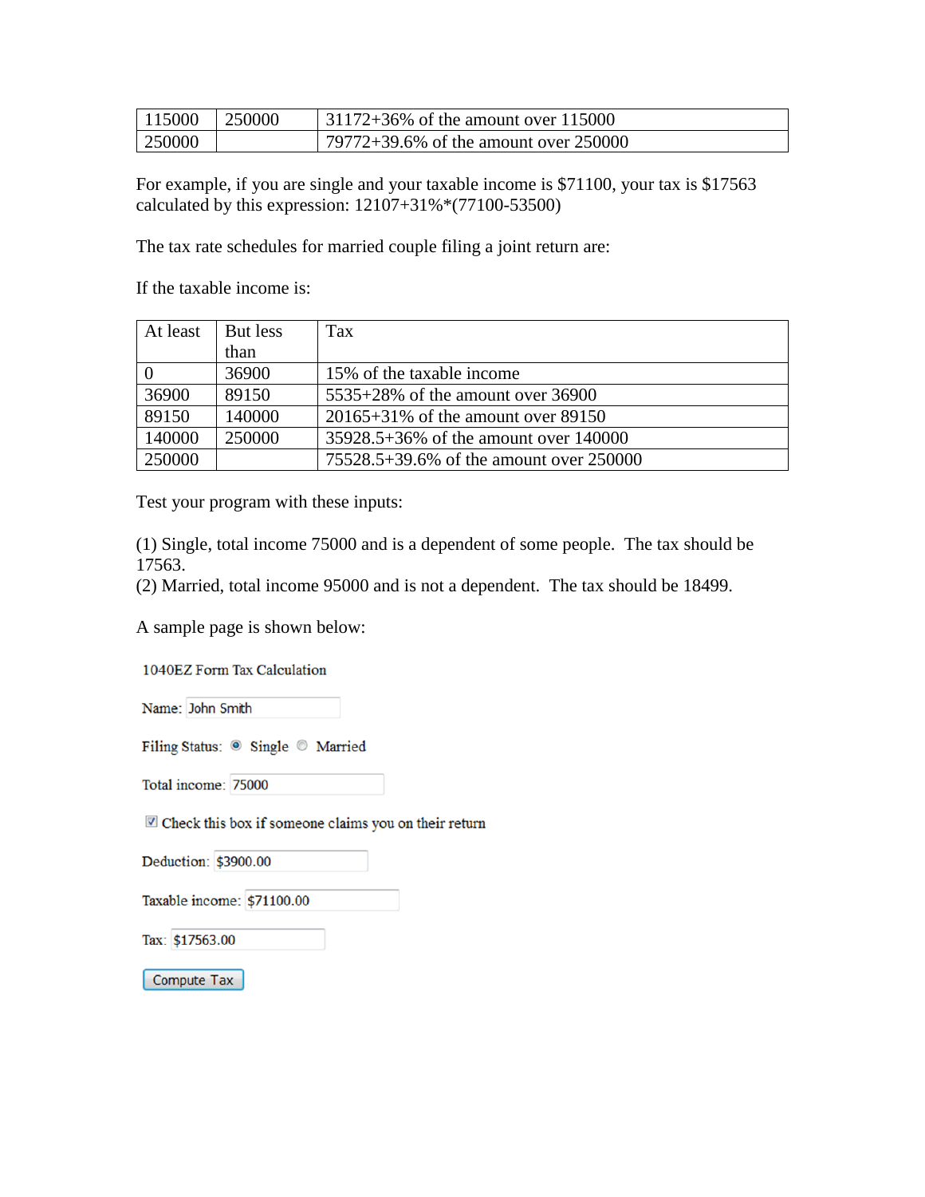| | | |
|---|---|---|
| 115000 | 250000 | 31172+36% of the amount over 115000 |
| 250000 | | 79772+39.6% of the amount over 250000 |

For example, if you are single and your taxable income is $71100, your tax is $17563 calculated by this expression: 12107+31%*(77100-53500)

The tax rate schedules for married couple filing a joint return are:

If the taxable income is:

| At least | But less than | Tax |
|---|---|---|
| 0 | 36900 | 15% of the taxable income |
| 36900 | 89150 | 5535+28% of the amount over 36900 |
| 89150 | 140000 | 20165+31% of the amount over 89150 |
| 140000 | 250000 | 35928.5+36% of the amount over 140000 |
| 250000 | | 75528.5+39.6% of the amount over 250000 |

Test your program with these inputs:

(1) Single, total income 75000 and is a dependent of some people. The tax should be 17563.
(2) Married, total income 95000 and is not a dependent. The tax should be 18499.

A sample page is shown below:

1040EZ Form Tax Calculation

Name: John Smith

Filing Status: (•) Single ( ) Married

Total income: 75000

[x] Check this box if someone claims you on their return

Deduction: $3900.00

Taxable income: $71100.00

Tax: $17563.00

[Compute Tax]